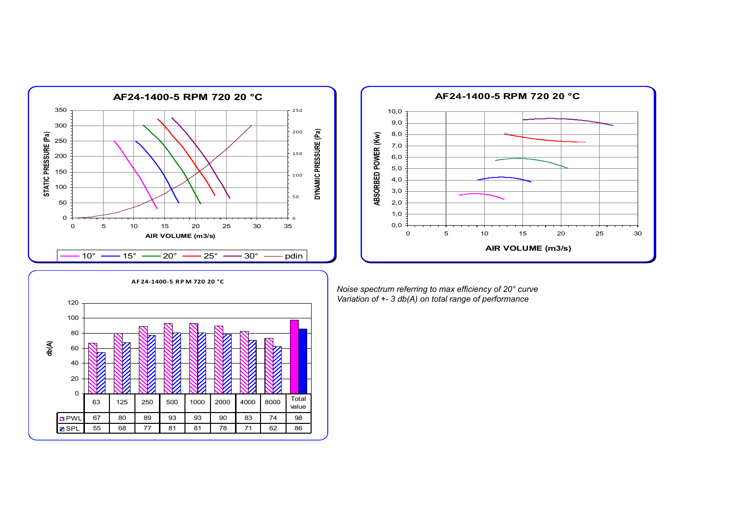**AF24-1400-5 RPM 720 20 °C**

**AF24-1400-5 RPM 720 20 °C**

**AF24-1400-5 RPM 720 20 °C**

| | 63 | 125 | 250 | 500 | 1000 | 2000 | 4000 | 8000 | Total value |
|---|---|---|---|---|---|---|---|---|---|
| PWL | 67 | 80 | 89 | 93 | 93 | 90 | 83 | 74 | 98 |
| SPL | 55 | 68 | 77 | 81 | 81 | 78 | 71 | 62 | 86 |

*Noise spectrum referring to max efficiency of 20° curve*
*Variation of +- 3 db(A) on total range of performance*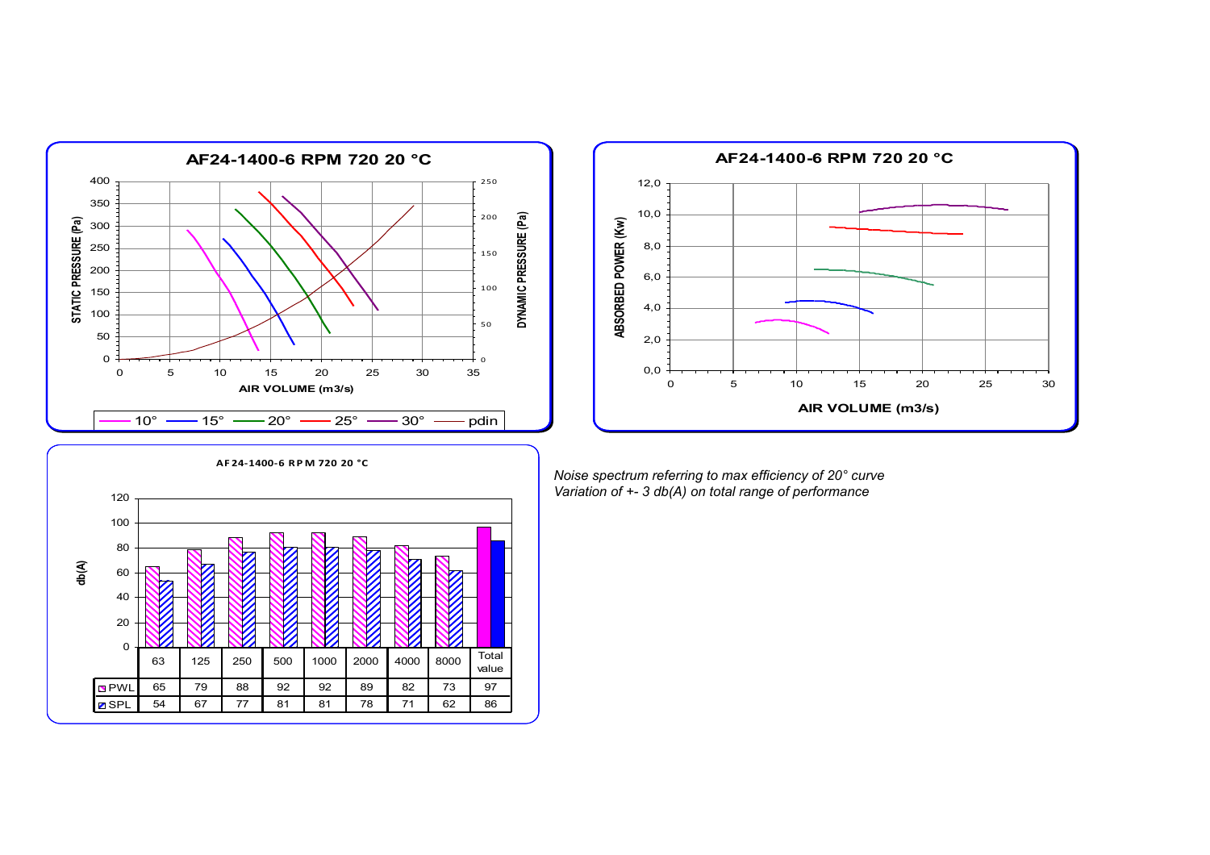**AF24-1400-6 RPM 720 20 °C**

**AF24-1400-6 RPM 720 20 °C**

**AF24-1400-6 RPM 720 20 °C**

| | 63 | 125 | 250 | 500 | 1000 | 2000 | 4000 | 8000 | Total value |
|---|---|---|---|---|---|---|---|---|---|
| PWL | 65 | 79 | 88 | 92 | 92 | 89 | 82 | 73 | 97 |
| SPL | 54 | 67 | 77 | 81 | 81 | 78 | 71 | 62 | 86 |

*Noise spectrum referring to max efficiency of 20° curve*
*Variation of +- 3 db(A) on total range of performance*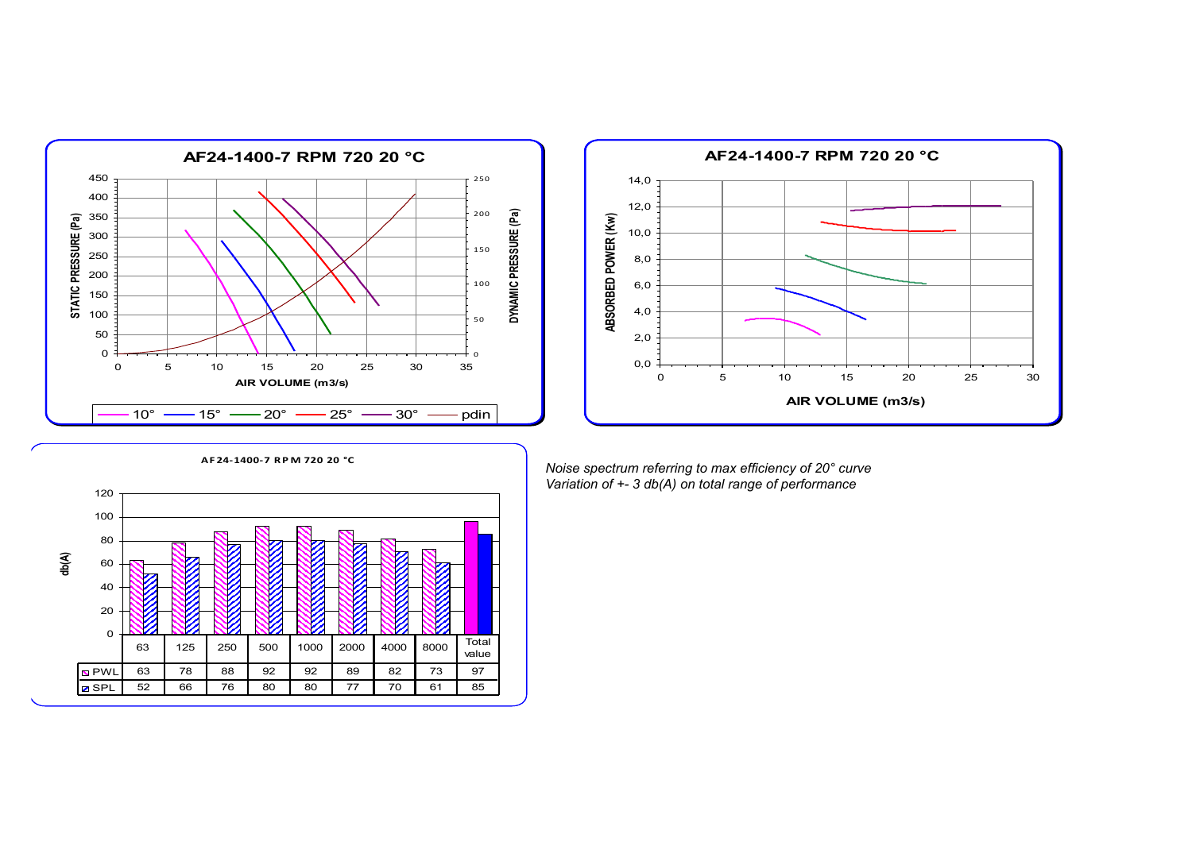**AF24-1400-7 RPM 720 20 °C**

**AF24-1400-7 RPM 720 20 °C**

**AF24-1400-7 RPM 720 20 °C**

| | 63 | 125 | 250 | 500 | 1000 | 2000 | 4000 | 8000 | Total value |
|---|---|---|---|---|---|---|---|---|---|
| PWL | 63 | 78 | 88 | 92 | 92 | 89 | 82 | 73 | 97 |
| SPL | 52 | 66 | 76 | 80 | 80 | 77 | 70 | 61 | 85 |

*Noise spectrum referring to max efficiency of 20° curve*
*Variation of +- 3 db(A) on total range of performance*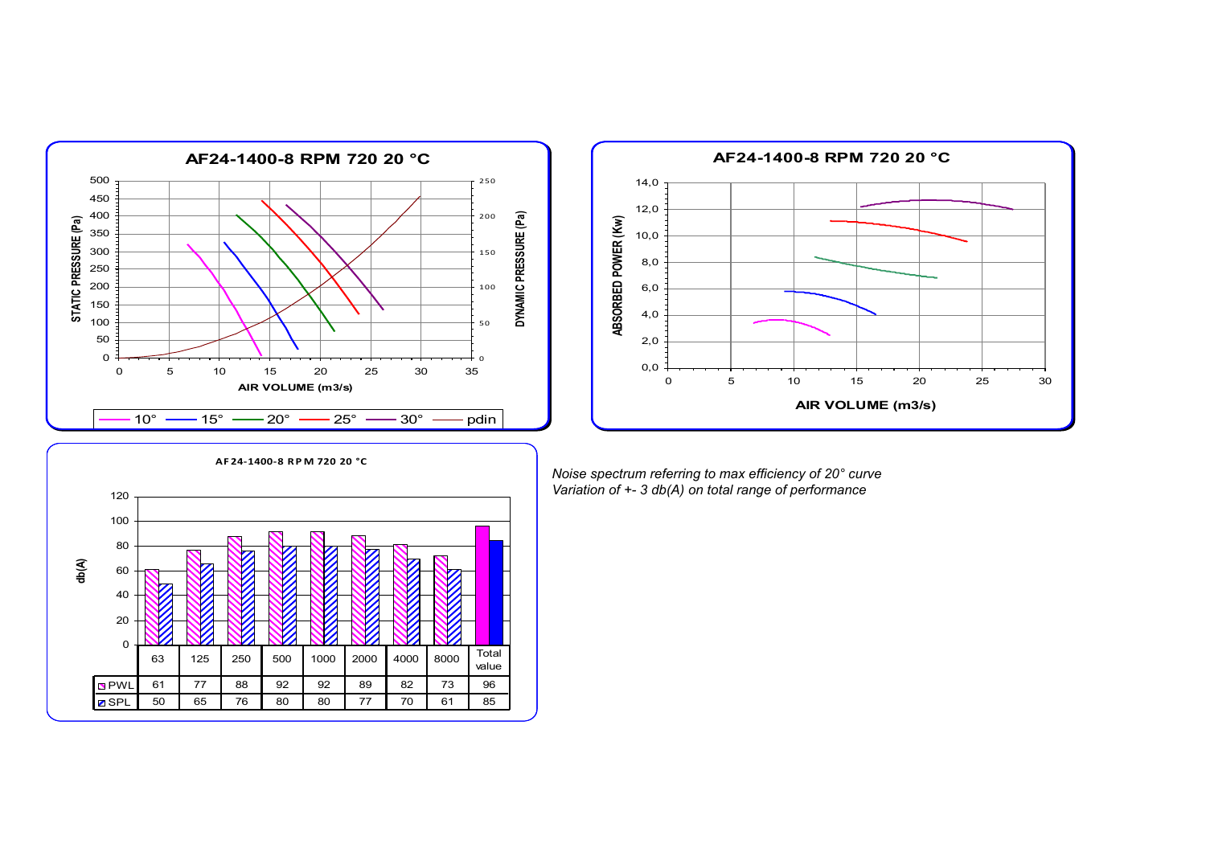## AF24-1400-8 RPM 720 20 °C

STATIC PRESSURE (Pa) / DYNAMIC PRESSURE (Pa) vs AIR VOLUME (m3/s)

Legend: 10° — 15° — 20° — 25° — 30° — pdin

## AF24-1400-8 RPM 720 20 °C

ABSORBED POWER (Kw) vs AIR VOLUME (m3/s)

## AF24-1400-8 RPM 720 20 °C

db(A)

| | 63 | 125 | 250 | 500 | 1000 | 2000 | 4000 | 8000 | Total value |
|---|---|---|---|---|---|---|---|---|---|
| PWL | 61 | 77 | 88 | 92 | 92 | 89 | 82 | 73 | 96 |
| SPL | 50 | 65 | 76 | 80 | 80 | 77 | 70 | 61 | 85 |

*Noise spectrum referring to max efficiency of 20° curve*
*Variation of +- 3 db(A) on total range of performance*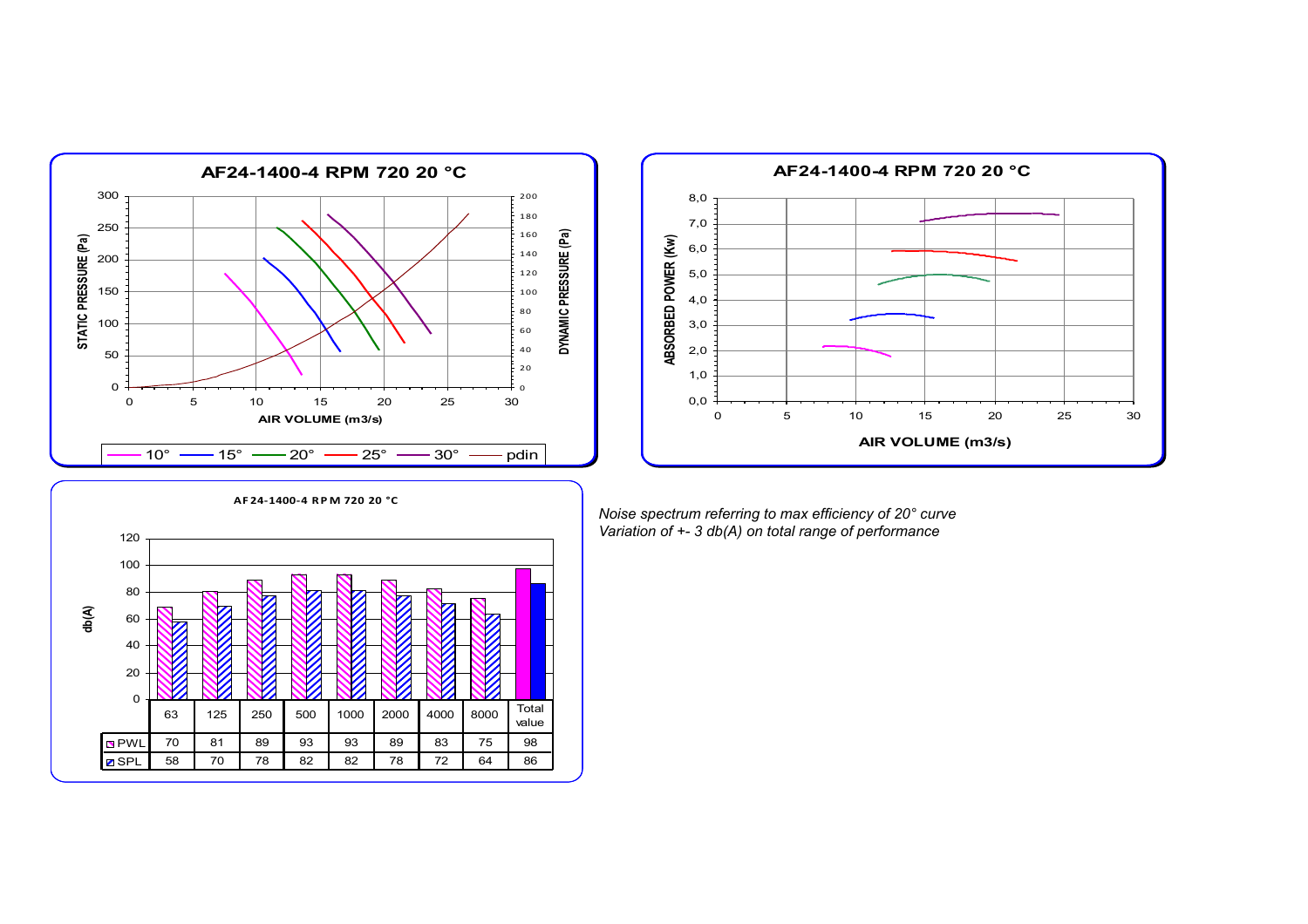**AF24-1400-4 RPM 720 20 °C**

STATIC PRESSURE (Pa)

300
250
200
150
100
50
0

DYNAMIC PRESSURE (Pa)

200
180
160
140
120
100
80
60
40
20
0

0 5 10 15 20 25 30

AIR VOLUME (m3/s)

10° 15° 20° 25° 30° pdin

**AF24-1400-4 RPM 720 20 °C**

ABSORBED POWER (Kw)

8,0
7,0
6,0
5,0
4,0
3,0
2,0
1,0
0,0

0 5 10 15 20 25 30

AIR VOLUME (m3/s)

**AF24-1400-4 RPM 720 20 °C**

db(A)

120
100
80
60
40
20
0

| | 63 | 125 | 250 | 500 | 1000 | 2000 | 4000 | 8000 | Total value |
|---|---|---|---|---|---|---|---|---|---|
| PWL | 70 | 81 | 89 | 93 | 93 | 89 | 83 | 75 | 98 |
| SPL | 58 | 70 | 78 | 82 | 82 | 78 | 72 | 64 | 86 |

*Noise spectrum referring to max efficiency of 20° curve*
*Variation of +- 3 db(A) on total range of performance*